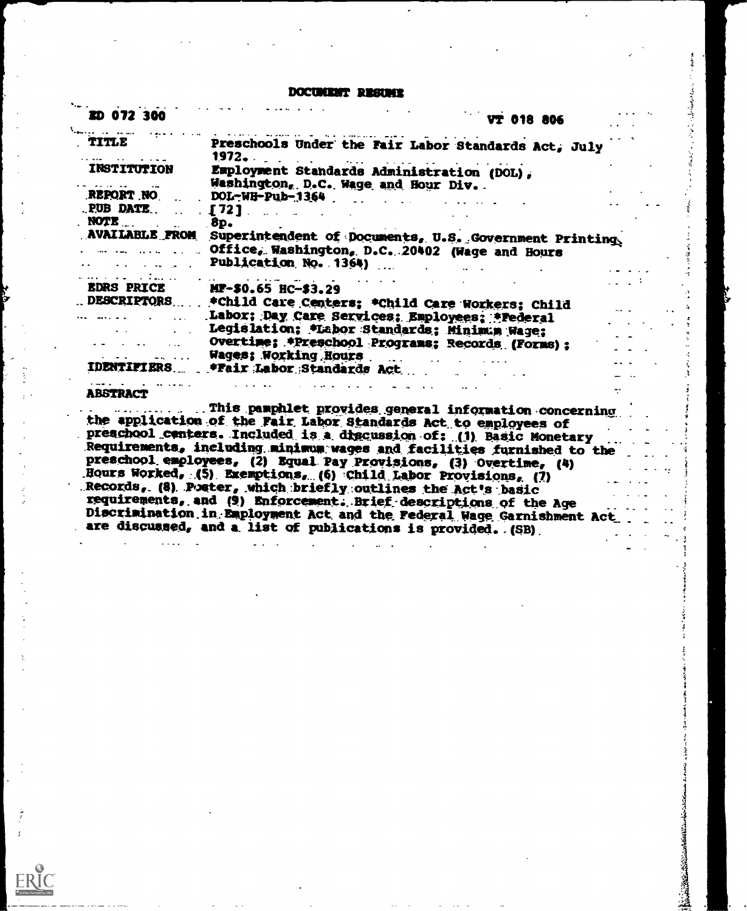# DOCUMENT RESUME

| ED 072 300 | VT 018 806 |
|---|---|
| TITLE | Preschools Under the Fair Labor Standards Act, July 1972. |
| INSTITUTION | Employment Standards Administration (DOL), Washington, D.C. Wage and Hour Div. |
| REPORT NO | DOL-WH-Pub-1364 |
| PUB DATE | [72] |
| NOTE | 8p. |
| AVAILABLE FROM | Superintendent of Documents, U.S. Government Printing Office, Washington, D.C. 20402 (Wage and Hours Publication No. 1364) |
| EDRS PRICE | MF-$0.65 HC-$3.29 |
| DESCRIPTORS | *Child Care Centers; *Child Care Workers; Child Labor; Day Care Services; Employees; *Federal Legislation; *Labor Standards; Minimum Wage; Overtime; *Preschool Programs; Records (Forms); Wages; Working Hours |
| IDENTIFIERS | *Fair Labor Standards Act |

## ABSTRACT

This pamphlet provides general information concerning the application of the Fair Labor Standards Act to employees of preschool centers. Included is a discussion of: (1) Basic Monetary Requirements, including minimum wages and facilities furnished to the preschool employees, (2) Equal Pay Provisions, (3) Overtime, (4) Hours Worked, (5) Exemptions, (6) Child Labor Provisions, (7) Records, (8) Poster, which briefly outlines the Act's basic requirements, and (9) Enforcement. Brief descriptions of the Age Discrimination in Employment Act and the Federal Wage Garnishment Act are discussed, and a list of publications is provided. (SB)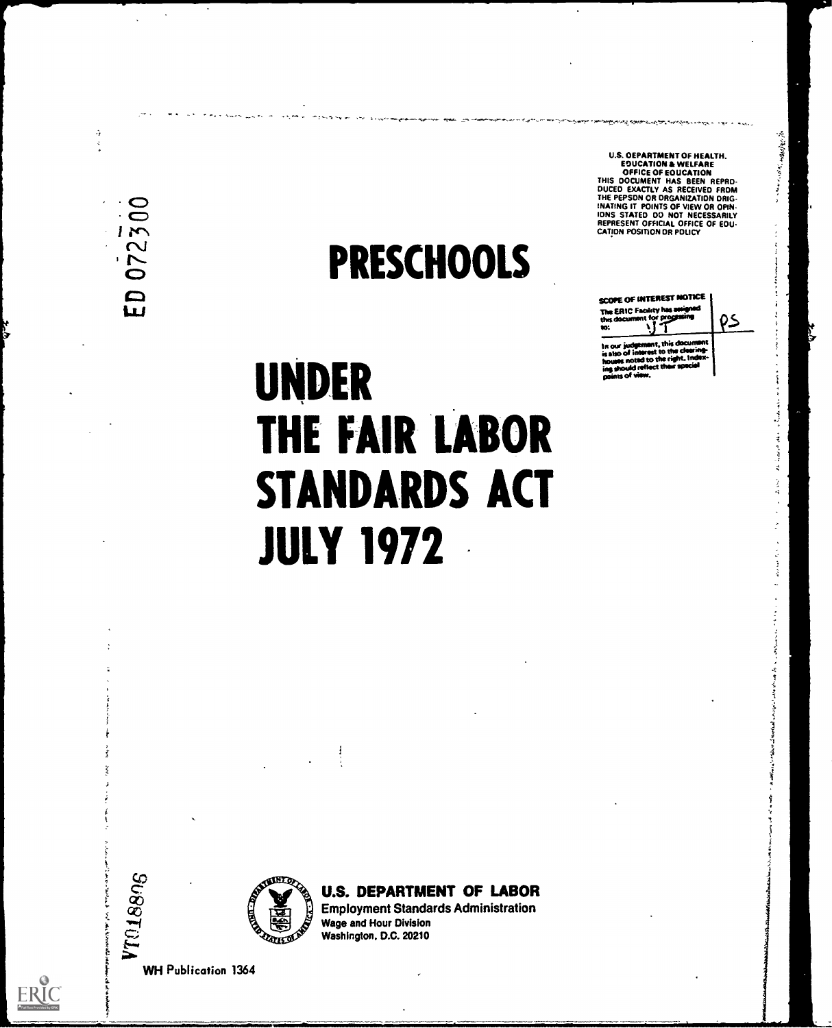ED 072300

U.S. DEPARTMENT OF HEALTH. EDUCATION & WELFARE OFFICE OF EDUCATION THIS DOCUMENT HAS BEEN REPRODUCED EXACTLY AS RECEIVED FROM THE PERSON OR ORGANIZATION ORIGINATING IT. POINTS OF VIEW OR OPINIONS STATED DO NOT NECESSARILY REPRESENT OFFICIAL OFFICE OF EDUCATION POSITION OR POLICY

| SCOPE OF INTEREST NOTICE | |
|---|---|
| The ERIC Facility has assigned this document for processing to: VT | PS |
| In our judgement, this document is also of interest to the clearinghouses noted to the right. Indexing should reflect their special points of view. | |

# PRESCHOOLS

# UNDER THE FAIR LABOR STANDARDS ACT JULY 1972

VT018805

**U.S. DEPARTMENT OF LABOR**
Employment Standards Administration
Wage and Hour Division
Washington, D.C. 20210

WH Publication 1364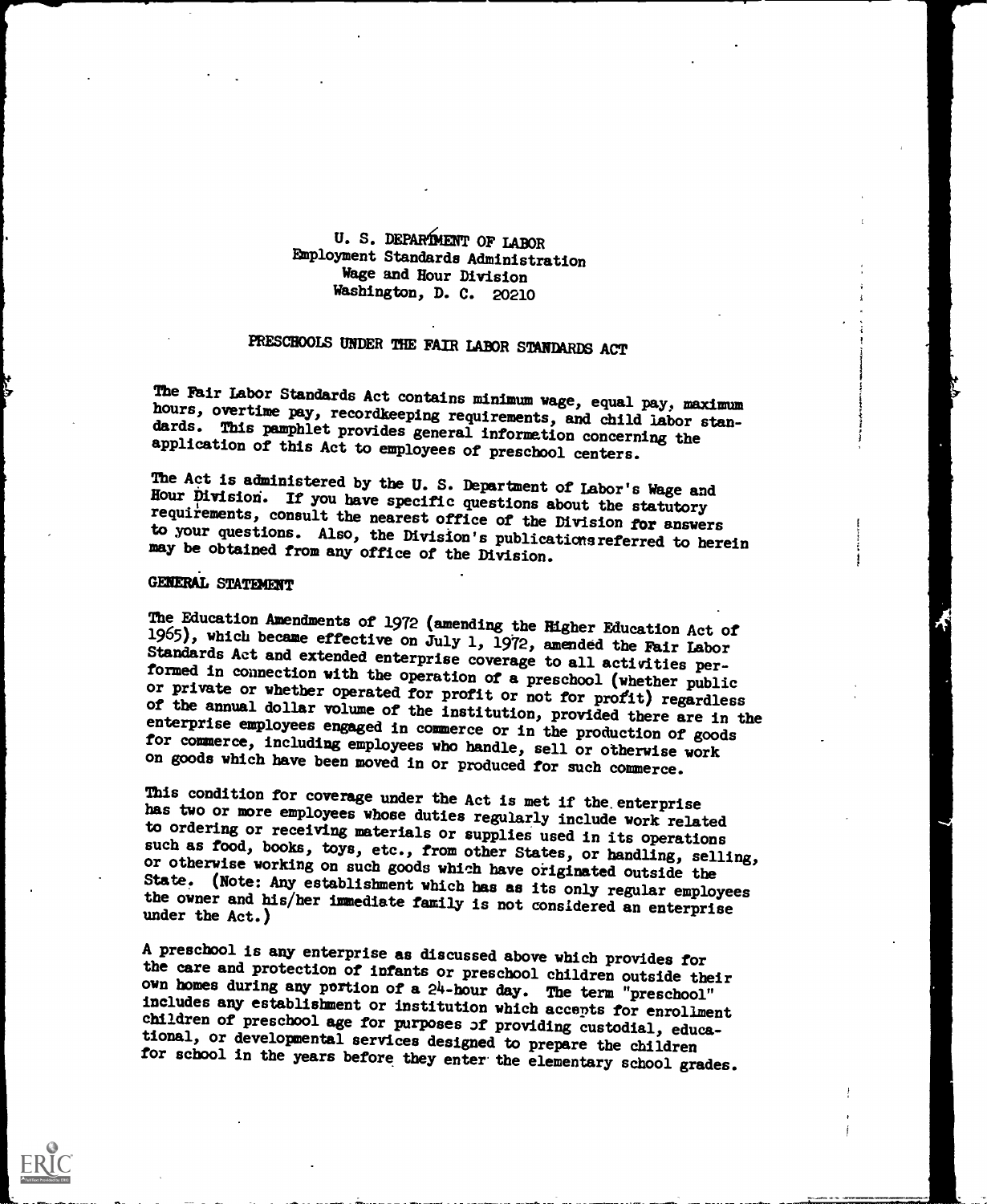U. S. DEPARTMENT OF LABOR
Employment Standards Administration
Wage and Hour Division
Washington, D. C. 20210

# PRESCHOOLS UNDER THE FAIR LABOR STANDARDS ACT

The Fair Labor Standards Act contains minimum wage, equal pay, maximum hours, overtime pay, recordkeeping requirements, and child labor standards. This pamphlet provides general information concerning the application of this Act to employees of preschool centers.

The Act is administered by the U. S. Department of Labor's Wage and Hour Division. If you have specific questions about the statutory requirements, consult the nearest office of the Division for answers to your questions. Also, the Division's publications referred to herein may be obtained from any office of the Division.

## GENERAL STATEMENT

The Education Amendments of 1972 (amending the Higher Education Act of 1965), which became effective on July 1, 1972, amended the Fair Labor Standards Act and extended enterprise coverage to all activities performed in connection with the operation of a preschool (whether public or private or whether operated for profit or not for profit) regardless of the annual dollar volume of the institution, provided there are in the enterprise employees engaged in commerce or in the production of goods for commerce, including employees who handle, sell or otherwise work on goods which have been moved in or produced for such commerce.

This condition for coverage under the Act is met if the enterprise has two or more employees whose duties regularly include work related to ordering or receiving materials or supplies used in its operations such as food, books, toys, etc., from other States, or handling, selling, or otherwise working on such goods which have originated outside the State. (Note: Any establishment which has as its only regular employees the owner and his/her immediate family is not considered an enterprise under the Act.)

A preschool is any enterprise as discussed above which provides for the care and protection of infants or preschool children outside their own homes during any portion of a 24-hour day. The term "preschool" includes any establishment or institution which accepts for enrollment children of preschool age for purposes of providing custodial, educational, or developmental services designed to prepare the children for school in the years before they enter the elementary school grades.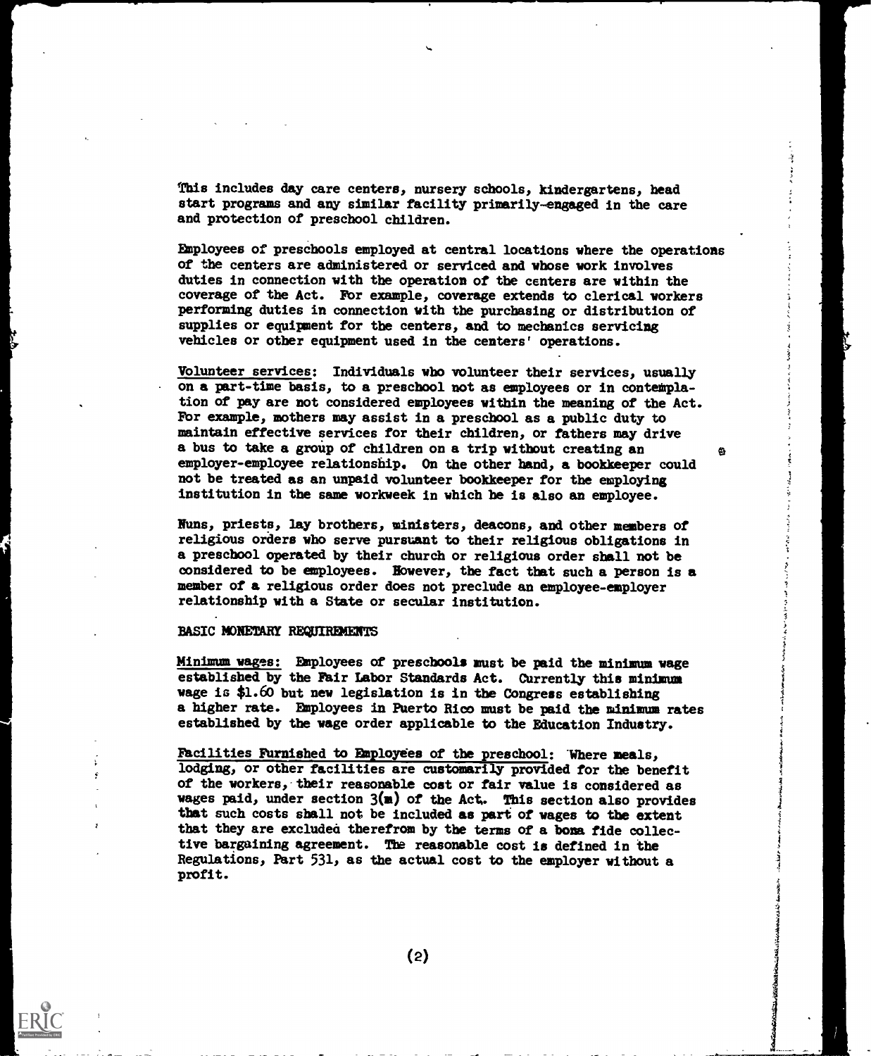This includes day care centers, nursery schools, kindergartens, head start programs and any similar facility primarily-engaged in the care and protection of preschool children.

Employees of preschools employed at central locations where the operations of the centers are administered or serviced and whose work involves duties in connection with the operation of the centers are within the coverage of the Act. For example, coverage extends to clerical workers performing duties in connection with the purchasing or distribution of supplies or equipment for the centers, and to mechanics servicing vehicles or other equipment used in the centers' operations.

Volunteer services: Individuals who volunteer their services, usually on a part-time basis, to a preschool not as employees or in contemplation of pay are not considered employees within the meaning of the Act. For example, mothers may assist in a preschool as a public duty to maintain effective services for their children, or fathers may drive a bus to take a group of children on a trip without creating an employer-employee relationship. On the other hand, a bookkeeper could not be treated as an unpaid volunteer bookkeeper for the employing institution in the same workweek in which he is also an employee.

Nuns, priests, lay brothers, ministers, deacons, and other members of religious orders who serve pursuant to their religious obligations in a preschool operated by their church or religious order shall not be considered to be employees. However, the fact that such a person is a member of a religious order does not preclude an employee-employer relationship with a State or secular institution.

## BASIC MONETARY REQUIREMENTS

Minimum wages: Employees of preschools must be paid the minimum wage established by the Fair Labor Standards Act. Currently this minimum wage is $1.60 but new legislation is in the Congress establishing a higher rate. Employees in Puerto Rico must be paid the minimum rates established by the wage order applicable to the Education Industry.

Facilities Furnished to Employees of the preschool: Where meals, lodging, or other facilities are customarily provided for the benefit of the workers, their reasonable cost or fair value is considered as wages paid, under section 3(m) of the Act. This section also provides that such costs shall not be included as part of wages to the extent that they are excluded therefrom by the terms of a bona fide collective bargaining agreement. The reasonable cost is defined in the Regulations, Part 531, as the actual cost to the employer without a profit.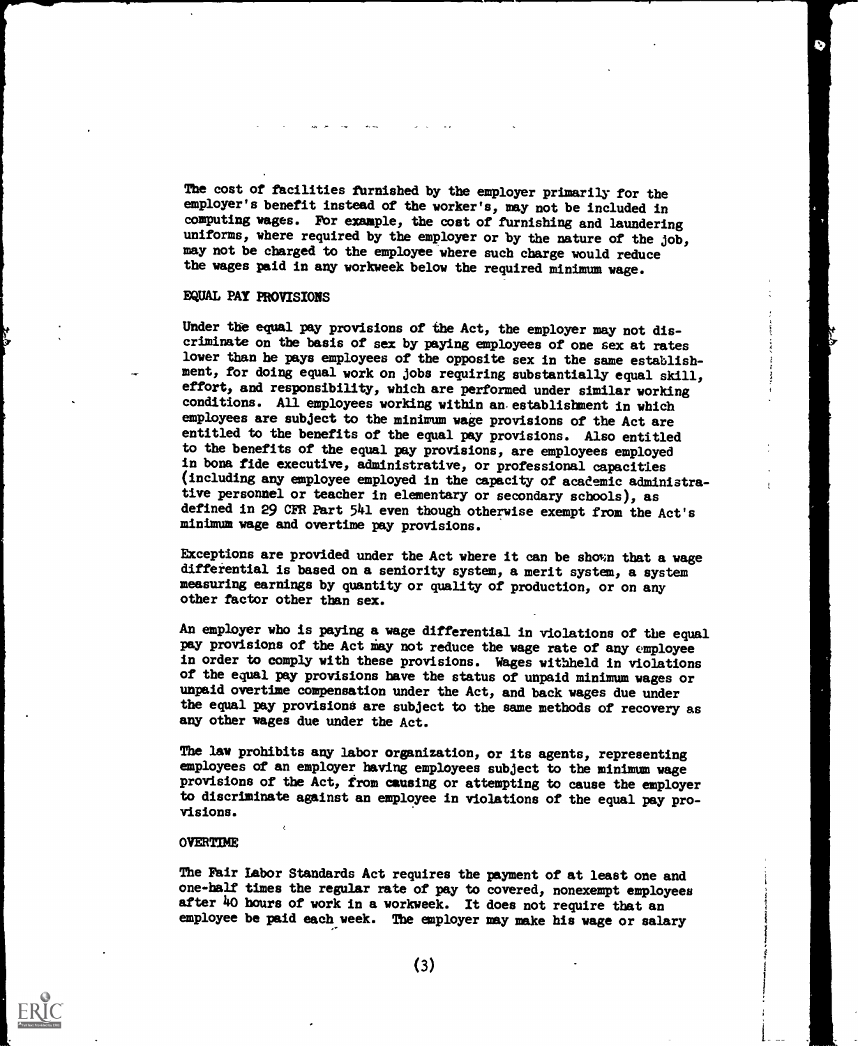The cost of facilities furnished by the employer primarily for the employer's benefit instead of the worker's, may not be included in computing wages. For example, the cost of furnishing and laundering uniforms, where required by the employer or by the nature of the job, may not be charged to the employee where such charge would reduce the wages paid in any workweek below the required minimum wage.

## EQUAL PAY PROVISIONS

Under the equal pay provisions of the Act, the employer may not discriminate on the basis of sex by paying employees of one sex at rates lower than he pays employees of the opposite sex in the same establishment, for doing equal work on jobs requiring substantially equal skill, effort, and responsibility, which are performed under similar working conditions. All employees working within an establishment in which employees are subject to the minimum wage provisions of the Act are entitled to the benefits of the equal pay provisions. Also entitled to the benefits of the equal pay provisions, are employees employed in bona fide executive, administrative, or professional capacities (including any employee employed in the capacity of academic administrative personnel or teacher in elementary or secondary schools), as defined in 29 CFR Part 541 even though otherwise exempt from the Act's minimum wage and overtime pay provisions.

Exceptions are provided under the Act where it can be shown that a wage differential is based on a seniority system, a merit system, a system measuring earnings by quantity or quality of production, or on any other factor other than sex.

An employer who is paying a wage differential in violations of the equal pay provisions of the Act may not reduce the wage rate of any employee in order to comply with these provisions. Wages withheld in violations of the equal pay provisions have the status of unpaid minimum wages or unpaid overtime compensation under the Act, and back wages due under the equal pay provisions are subject to the same methods of recovery as any other wages due under the Act.

The law prohibits any labor organization, or its agents, representing employees of an employer having employees subject to the minimum wage provisions of the Act, from causing or attempting to cause the employer to discriminate against an employee in violations of the equal pay provisions.

## OVERTIME

The Fair Labor Standards Act requires the payment of at least one and one-half times the regular rate of pay to covered, nonexempt employees after 40 hours of work in a workweek. It does not require that an employee be paid each week. The employer may make his wage or salary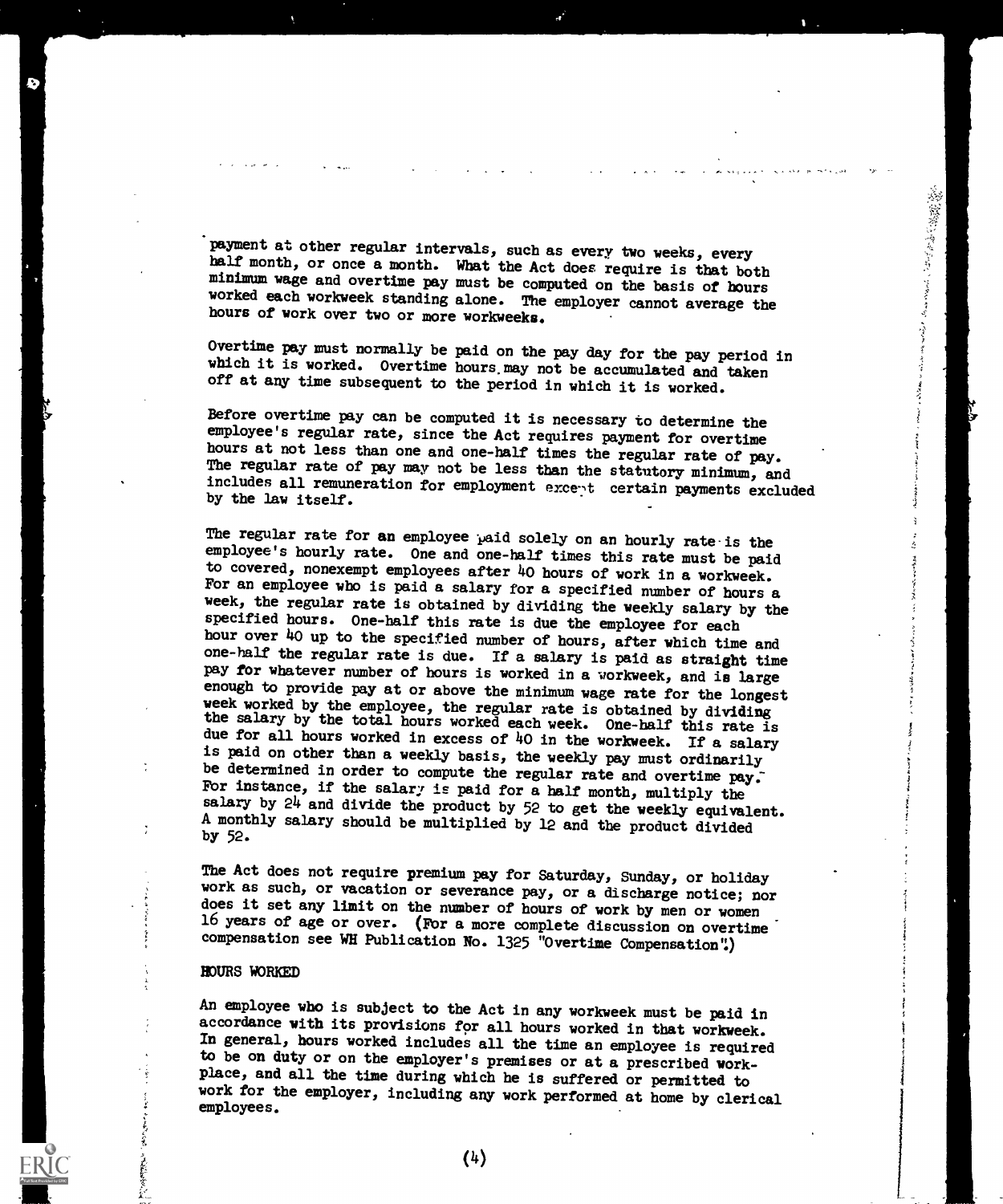payment at other regular intervals, such as every two weeks, every half month, or once a month. What the Act does require is that both minimum wage and overtime pay must be computed on the basis of hours worked each workweek standing alone. The employer cannot average the hours of work over two or more workweeks.

Overtime pay must normally be paid on the pay day for the pay period in which it is worked. Overtime hours may not be accumulated and taken off at any time subsequent to the period in which it is worked.

Before overtime pay can be computed it is necessary to determine the employee's regular rate, since the Act requires payment for overtime hours at not less than one and one-half times the regular rate of pay. The regular rate of pay may not be less than the statutory minimum, and includes all remuneration for employment except certain payments excluded by the law itself.

The regular rate for an employee paid solely on an hourly rate is the employee's hourly rate. One and one-half times this rate must be paid to covered, nonexempt employees after 40 hours of work in a workweek. For an employee who is paid a salary for a specified number of hours a week, the regular rate is obtained by dividing the weekly salary by the specified hours. One-half this rate is due the employee for each hour over 40 up to the specified number of hours, after which time and one-half the regular rate is due. If a salary is paid as straight time pay for whatever number of hours is worked in a workweek, and is large enough to provide pay at or above the minimum wage rate for the longest week worked by the employee, the regular rate is obtained by dividing the salary by the total hours worked each week. One-half this rate is due for all hours worked in excess of 40 in the workweek. If a salary is paid on other than a weekly basis, the weekly pay must ordinarily be determined in order to compute the regular rate and overtime pay. For instance, if the salary is paid for a half month, multiply the salary by 24 and divide the product by 52 to get the weekly equivalent. A monthly salary should be multiplied by 12 and the product divided by 52.

The Act does not require premium pay for Saturday, Sunday, or holiday work as such, or vacation or severance pay, or a discharge notice; nor does it set any limit on the number of hours of work by men or women 16 years of age or over. (For a more complete discussion on overtime compensation see WH Publication No. 1325 "Overtime Compensation".)

## HOURS WORKED

An employee who is subject to the Act in any workweek must be paid in accordance with its provisions for all hours worked in that workweek. In general, hours worked includes all the time an employee is required to be on duty or on the employer's premises or at a prescribed workplace, and all the time during which he is suffered or permitted to work for the employer, including any work performed at home by clerical employees.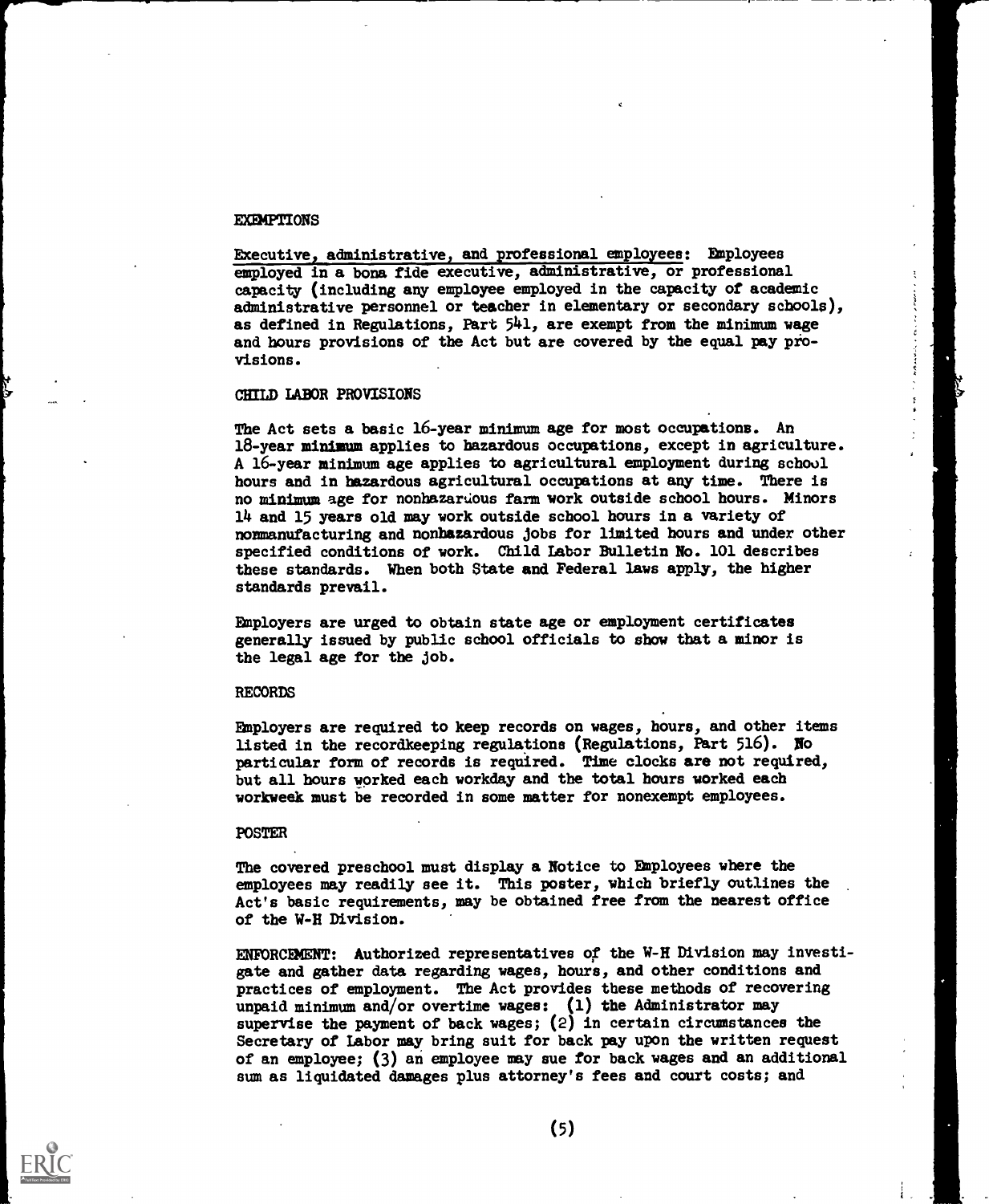## EXEMPTIONS

Executive, administrative, and professional employees: Employees employed in a bona fide executive, administrative, or professional capacity (including any employee employed in the capacity of academic administrative personnel or teacher in elementary or secondary schools), as defined in Regulations, Part 541, are exempt from the minimum wage and hours provisions of the Act but are covered by the equal pay provisions.

## CHILD LABOR PROVISIONS

The Act sets a basic 16-year minimum age for most occupations. An 18-year minimum applies to hazardous occupations, except in agriculture. A 16-year minimum age applies to agricultural employment during school hours and in hazardous agricultural occupations at any time. There is no minimum age for nonhazardous farm work outside school hours. Minors 14 and 15 years old may work outside school hours in a variety of nonmanufacturing and nonhazardous jobs for limited hours and under other specified conditions of work. Child Labor Bulletin No. 101 describes these standards. When both State and Federal laws apply, the higher standards prevail.

Employers are urged to obtain state age or employment certificates generally issued by public school officials to show that a minor is the legal age for the job.

## RECORDS

Employers are required to keep records on wages, hours, and other items listed in the recordkeeping regulations (Regulations, Part 516). No particular form of records is required. Time clocks are not required, but all hours worked each workday and the total hours worked each workweek must be recorded in some matter for nonexempt employees.

## POSTER

The covered preschool must display a Notice to Employees where the employees may readily see it. This poster, which briefly outlines the Act's basic requirements, may be obtained free from the nearest office of the W-H Division.

ENFORCEMENT: Authorized representatives of the W-H Division may investigate and gather data regarding wages, hours, and other conditions and practices of employment. The Act provides these methods of recovering unpaid minimum and/or overtime wages: (1) the Administrator may supervise the payment of back wages; (2) in certain circumstances the Secretary of Labor may bring suit for back pay upon the written request of an employee; (3) an employee may sue for back wages and an additional sum as liquidated damages plus attorney's fees and court costs; and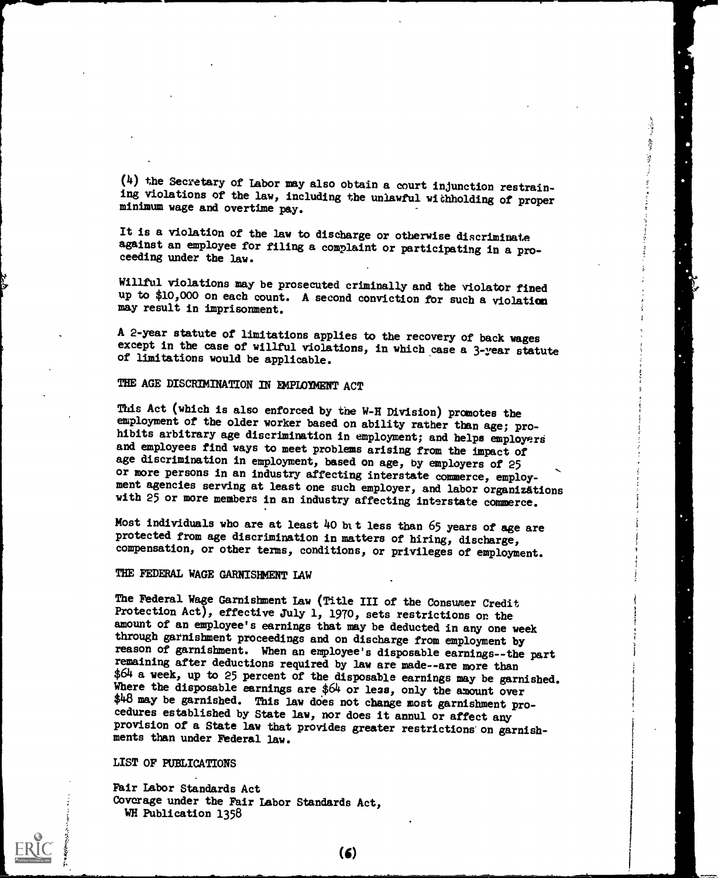(4) the Secretary of Labor may also obtain a court injunction restraining violations of the law, including the unlawful withholding of proper minimum wage and overtime pay.

It is a violation of the law to discharge or otherwise discriminate against an employee for filing a complaint or participating in a proceeding under the law.

Willful violations may be prosecuted criminally and the violator fined up to $10,000 on each count. A second conviction for such a violation may result in imprisonment.

A 2-year statute of limitations applies to the recovery of back wages except in the case of willful violations, in which case a 3-year statute of limitations would be applicable.

## THE AGE DISCRIMINATION IN EMPLOYMENT ACT

This Act (which is also enforced by the W-H Division) promotes the employment of the older worker based on ability rather than age; prohibits arbitrary age discrimination in employment; and helps employers and employees find ways to meet problems arising from the impact of age discrimination in employment, based on age, by employers of 25 or more persons in an industry affecting interstate commerce, employment agencies serving at least one such employer, and labor organizations with 25 or more members in an industry affecting interstate commerce.

Most individuals who are at least 40 but less than 65 years of age are protected from age discrimination in matters of hiring, discharge, compensation, or other terms, conditions, or privileges of employment.

## THE FEDERAL WAGE GARNISHMENT LAW

The Federal Wage Garnishment Law (Title III of the Consumer Credit Protection Act), effective July 1, 1970, sets restrictions on the amount of an employee's earnings that may be deducted in any one week through garnishment proceedings and on discharge from employment by reason of garnishment. When an employee's disposable earnings--the part remaining after deductions required by law are made--are more than $64 a week, up to 25 percent of the disposable earnings may be garnished. Where the disposable earnings are $64 or less, only the amount over $48 may be garnished. This law does not change most garnishment procedures established by State law, nor does it annul or affect any provision of a State law that provides greater restrictions on garnishments than under Federal law.

## LIST OF PUBLICATIONS

Fair Labor Standards Act
Coverage under the Fair Labor Standards Act,
WH Publication 1358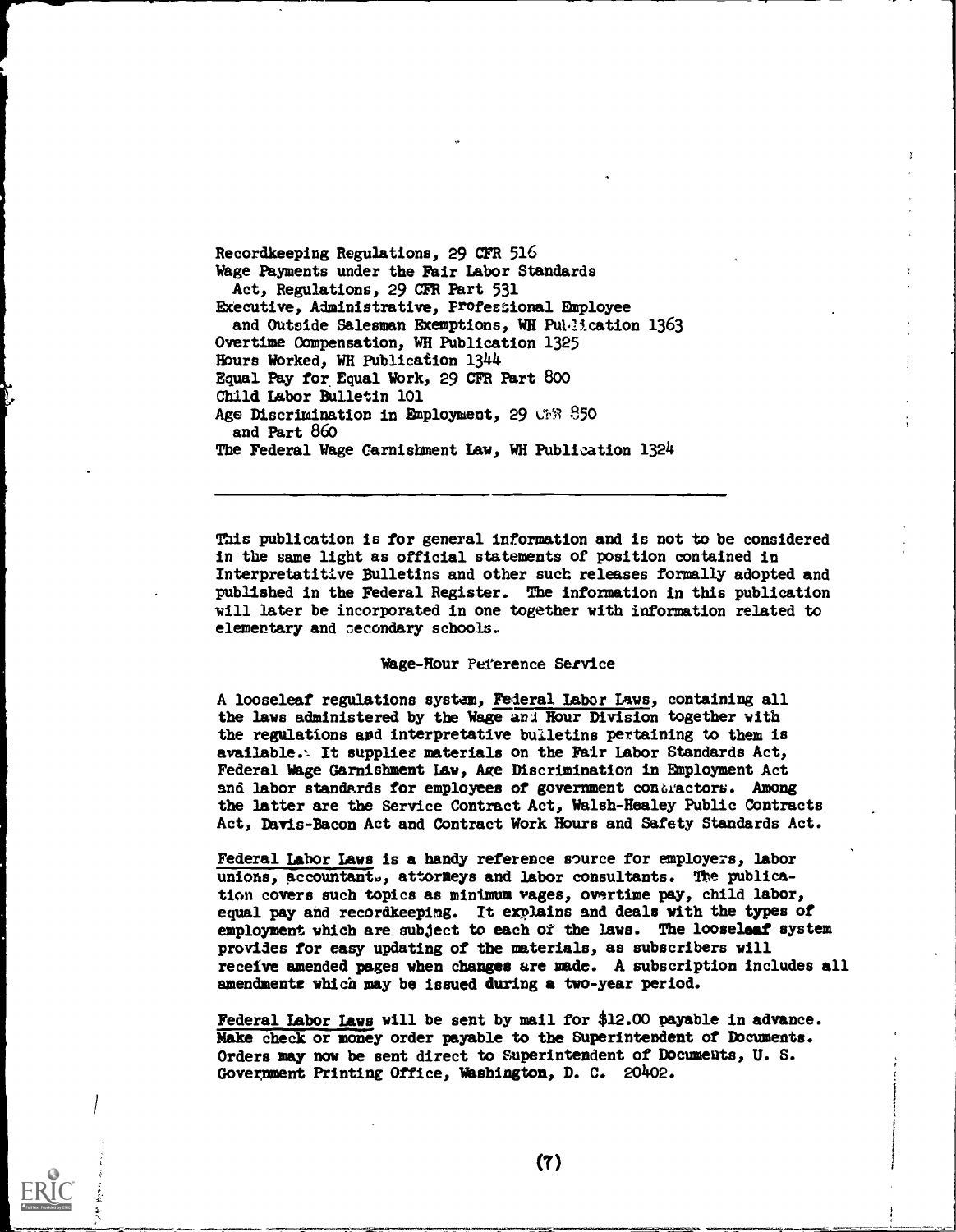Recordkeeping Regulations, 29 CFR 516
Wage Payments under the Fair Labor Standards Act, Regulations, 29 CFR Part 531
Executive, Administrative, Professional Employee and Outside Salesman Exemptions, WH Publication 1363
Overtime Compensation, WH Publication 1325
Hours Worked, WH Publication 1344
Equal Pay for Equal Work, 29 CFR Part 800
Child Labor Bulletin 101
Age Discrimination in Employment, 29 CFR 850 and Part 860
The Federal Wage Garnishment Law, WH Publication 1324

---

This publication is for general information and is not to be considered in the same light as official statements of position contained in Interpretatitive Bulletins and other such releases formally adopted and published in the Federal Register. The information in this publication will later be incorporated in one together with information related to elementary and secondary schools.

Wage-Hour Reference Service

A looseleaf regulations system, Federal Labor Laws, containing all the laws administered by the Wage and Hour Division together with the regulations and interpretative bulletins pertaining to them is available. It supplies materials on the Fair Labor Standards Act, Federal Wage Garnishment Law, Age Discrimination in Employment Act and labor standards for employees of government contractors. Among the latter are the Service Contract Act, Walsh-Healey Public Contracts Act, Davis-Bacon Act and Contract Work Hours and Safety Standards Act.

Federal Labor Laws is a handy reference source for employers, labor unions, accountants, attorneys and labor consultants. The publication covers such topics as minimum wages, overtime pay, child labor, equal pay and recordkeeping. It explains and deals with the types of employment which are subject to each of the laws. The looseleaf system provides for easy updating of the materials, as subscribers will receive amended pages when changes are made. A subscription includes all amendments which may be issued during a two-year period.

Federal Labor Laws will be sent by mail for $12.00 payable in advance. Make check or money order payable to the Superintendent of Documents. Orders may now be sent direct to Superintendent of Documents, U. S. Government Printing Office, Washington, D. C. 20402.